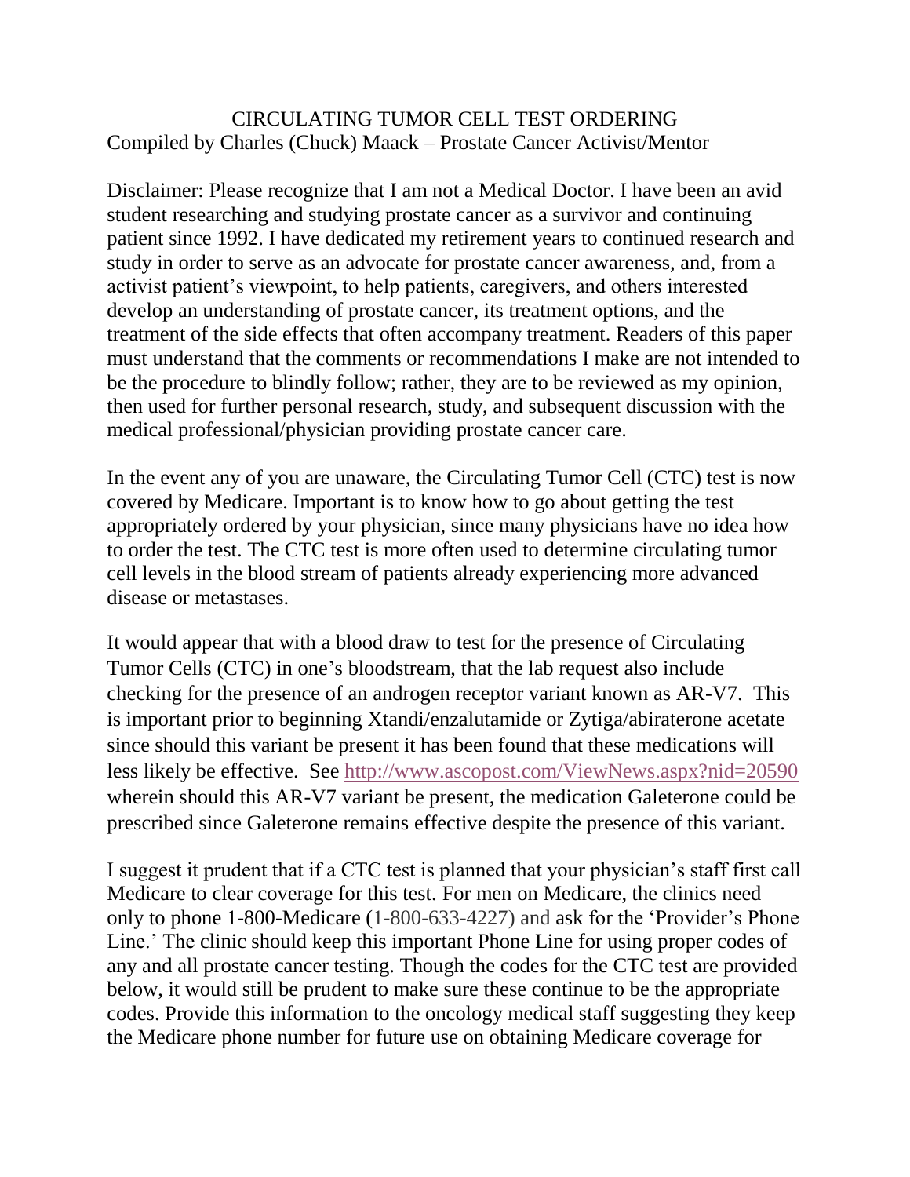# CIRCULATING TUMOR CELL TEST ORDERING

Compiled by Charles (Chuck) Maack – Prostate Cancer Activist/Mentor

Disclaimer: Please recognize that I am not a Medical Doctor. I have been an avid student researching and studying prostate cancer as a survivor and continuing patient since 1992. I have dedicated my retirement years to continued research and study in order to serve as an advocate for prostate cancer awareness, and, from a activist patient's viewpoint, to help patients, caregivers, and others interested develop an understanding of prostate cancer, its treatment options, and the treatment of the side effects that often accompany treatment. Readers of this paper must understand that the comments or recommendations I make are not intended to be the procedure to blindly follow; rather, they are to be reviewed as my opinion, then used for further personal research, study, and subsequent discussion with the medical professional/physician providing prostate cancer care.

In the event any of you are unaware, the Circulating Tumor Cell (CTC) test is now covered by Medicare. Important is to know how to go about getting the test appropriately ordered by your physician, since many physicians have no idea how to order the test. The CTC test is more often used to determine circulating tumor cell levels in the blood stream of patients already experiencing more advanced disease or metastases.

It would appear that with a blood draw to test for the presence of Circulating Tumor Cells (CTC) in one's bloodstream, that the lab request also include checking for the presence of an androgen receptor variant known as AR-V7. This is important prior to beginning Xtandi/enzalutamide or Zytiga/abiraterone acetate since should this variant be present it has been found that these medications will less likely be effective. See http://www.ascopost.com/ViewNews.aspx?nid=20590 wherein should this AR-V7 variant be present, the medication Galeterone could be prescribed since Galeterone remains effective despite the presence of this variant.

I suggest it prudent that if a CTC test is planned that your physician's staff first call Medicare to clear coverage for this test. For men on Medicare, the clinics need only to phone 1-800-Medicare (1-800-633-4227) and ask for the 'Provider's Phone Line.' The clinic should keep this important Phone Line for using proper codes of any and all prostate cancer testing. Though the codes for the CTC test are provided below, it would still be prudent to make sure these continue to be the appropriate codes. Provide this information to the oncology medical staff suggesting they keep the Medicare phone number for future use on obtaining Medicare coverage for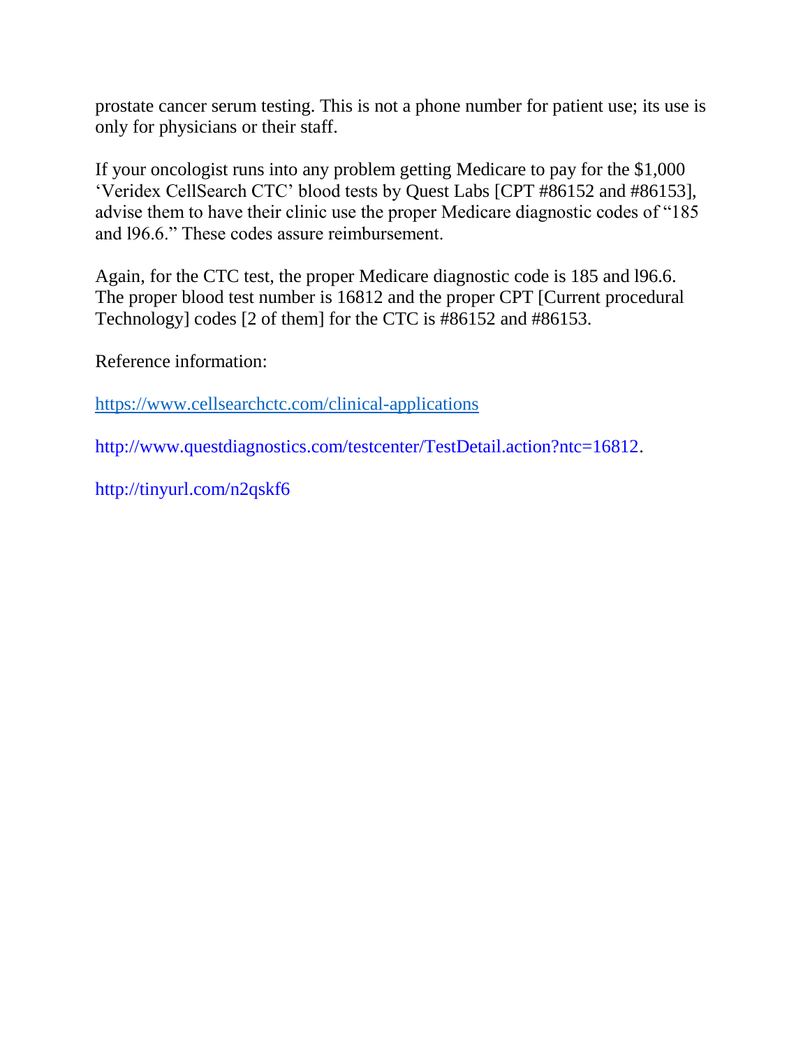prostate cancer serum testing. This is not a phone number for patient use; its use is only for physicians or their staff.

If your oncologist runs into any problem getting Medicare to pay for the $1,000 'Veridex CellSearch CTC' blood tests by Quest Labs [CPT #86152 and #86153], advise them to have their clinic use the proper Medicare diagnostic codes of "185 and l96.6." These codes assure reimbursement.

Again, for the CTC test, the proper Medicare diagnostic code is 185 and l96.6. The proper blood test number is 16812 and the proper CPT [Current procedural Technology] codes [2 of them] for the CTC is #86152 and #86153.

Reference information:

https://www.cellsearchctc.com/clinical-applications

http://www.questdiagnostics.com/testcenter/TestDetail.action?ntc=16812.

http://tinyurl.com/n2qskf6